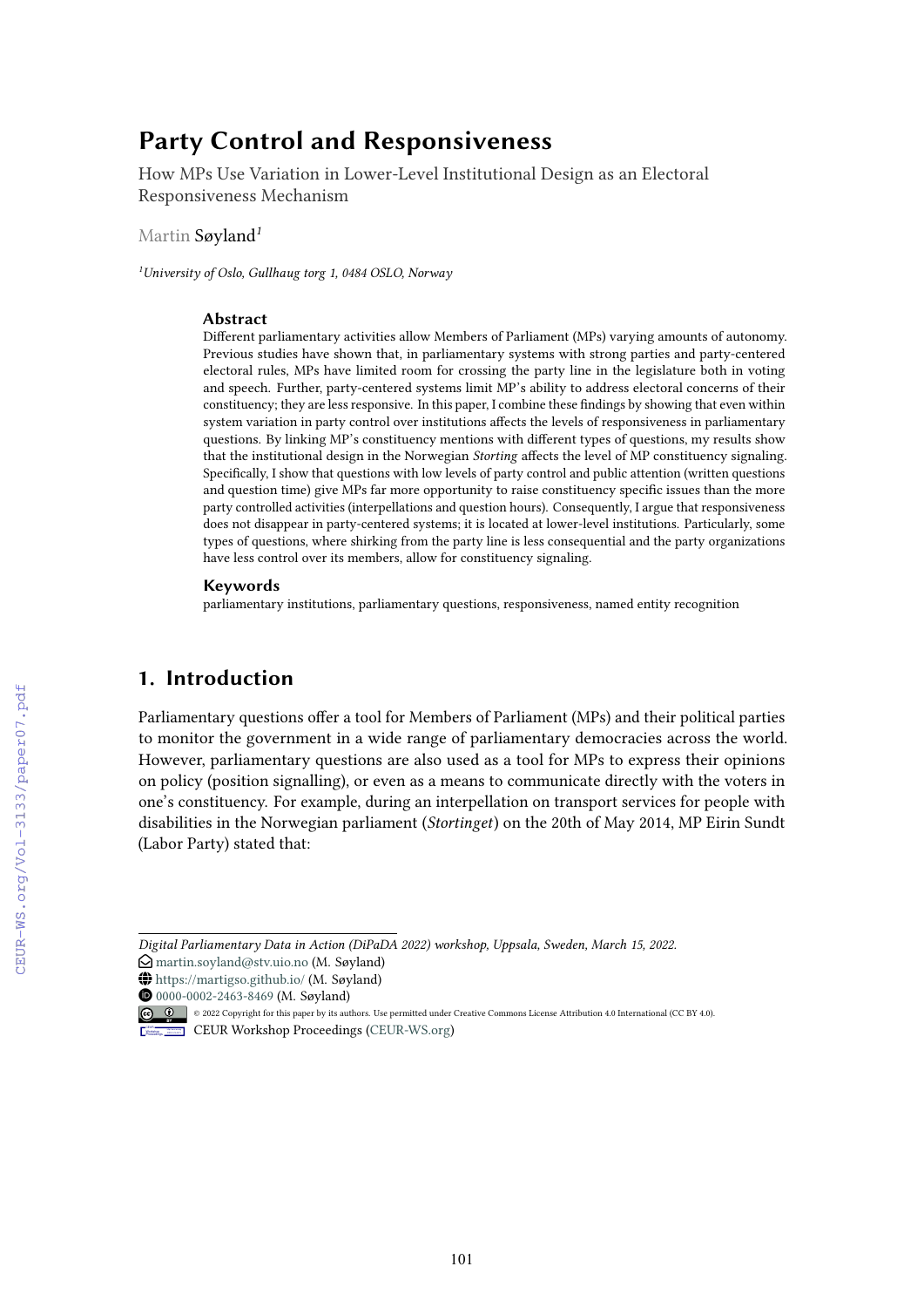# Party Control and Responsiveness

How MPs Use Variation in Lower-Level Institutional Design as an Electoral Responsiveness Mechanism

Martin Søyland[1]

[1]University of Oslo, Gullhaug torg 1, 0484 OSLO, Norway

### Abstract

Different parliamentary activities allow Members of Parliament (MPs) varying amounts of autonomy. Previous studies have shown that, in parliamentary systems with strong parties and party-centered electoral rules, MPs have limited room for crossing the party line in the legislature both in voting and speech. Further, party-centered systems limit MP's ability to address electoral concerns of their constituency; they are less responsive. In this paper, I combine these findings by showing that even within system variation in party control over institutions affects the levels of responsiveness in parliamentary questions. By linking MP's constituency mentions with different types of questions, my results show that the institutional design in the Norwegian *Storting* affects the level of MP constituency signaling. Specifically, I show that questions with low levels of party control and public attention (written questions and question time) give MPs far more opportunity to raise constituency specific issues than the more party controlled activities (interpellations and question hours). Consequently, I argue that responsiveness does not disappear in party-centered systems; it is located at lower-level institutions. Particularly, some types of questions, where shirking from the party line is less consequential and the party organizations have less control over its members, allow for constituency signaling.

### Keywords

parliamentary institutions, parliamentary questions, responsiveness, named entity recognition

## 1. Introduction

Parliamentary questions offer a tool for Members of Parliament (MPs) and their political parties to monitor the government in a wide range of parliamentary democracies across the world. However, parliamentary questions are also used as a tool for MPs to express their opinions on policy (position signalling), or even as a means to communicate directly with the voters in one's constituency. For example, during an interpellation on transport services for people with disabilities in the Norwegian parliament (*Stortinget*) on the 20th of May 2014, MP Eirin Sundt (Labor Party) stated that:

---

*Digital Parliamentary Data in Action (DiPaDA 2022) workshop, Uppsala, Sweden, March 15, 2022.*
martin.soyland@stv.uio.no (M. Søyland)
https://martigso.github.io/ (M. Søyland)
0000-0002-2463-8469 (M. Søyland)
© 2022 Copyright for this paper by its authors. Use permitted under Creative Commons License Attribution 4.0 International (CC BY 4.0).
CEUR Workshop Proceedings (CEUR-WS.org)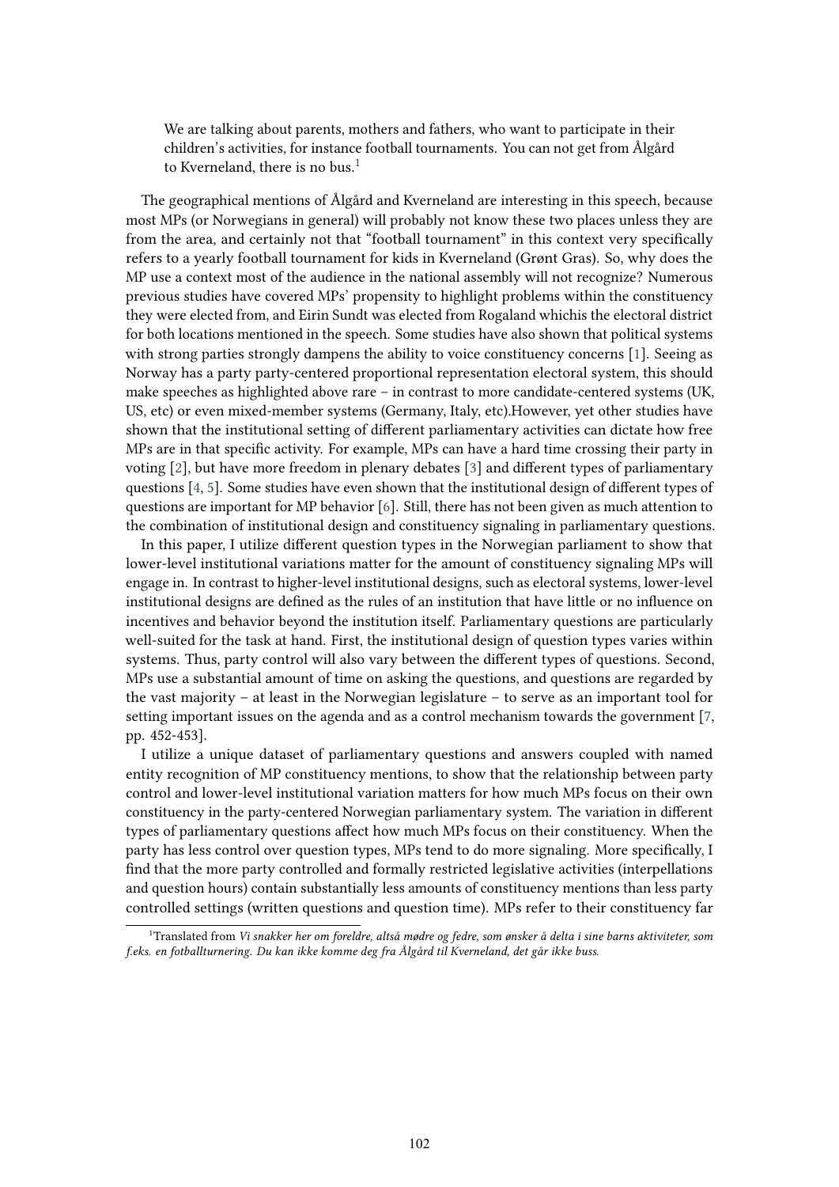> We are talking about parents, mothers and fathers, who want to participate in their children's activities, for instance football tournaments. You can not get from Ålgård to Kverneland, there is no bus.[1]

The geographical mentions of Ålgård and Kverneland are interesting in this speech, because most MPs (or Norwegians in general) will probably not know these two places unless they are from the area, and certainly not that "football tournament" in this context very specifically refers to a yearly football tournament for kids in Kverneland (Grønt Gras). So, why does the MP use a context most of the audience in the national assembly will not recognize? Numerous previous studies have covered MPs' propensity to highlight problems within the constituency they were elected from, and Eirin Sundt was elected from Rogaland whichis the electoral district for both locations mentioned in the speech. Some studies have also shown that political systems with strong parties strongly dampens the ability to voice constituency concerns [1]. Seeing as Norway has a party party-centered proportional representation electoral system, this should make speeches as highlighted above rare – in contrast to more candidate-centered systems (UK, US, etc) or even mixed-member systems (Germany, Italy, etc).However, yet other studies have shown that the institutional setting of different parliamentary activities can dictate how free MPs are in that specific activity. For example, MPs can have a hard time crossing their party in voting [2], but have more freedom in plenary debates [3] and different types of parliamentary questions [4, 5]. Some studies have even shown that the institutional design of different types of questions are important for MP behavior [6]. Still, there has not been given as much attention to the combination of institutional design and constituency signaling in parliamentary questions.

In this paper, I utilize different question types in the Norwegian parliament to show that lower-level institutional variations matter for the amount of constituency signaling MPs will engage in. In contrast to higher-level institutional designs, such as electoral systems, lower-level institutional designs are defined as the rules of an institution that have little or no influence on incentives and behavior beyond the institution itself. Parliamentary questions are particularly well-suited for the task at hand. First, the institutional design of question types varies within systems. Thus, party control will also vary between the different types of questions. Second, MPs use a substantial amount of time on asking the questions, and questions are regarded by the vast majority – at least in the Norwegian legislature – to serve as an important tool for setting important issues on the agenda and as a control mechanism towards the government [7, pp. 452-453].

I utilize a unique dataset of parliamentary questions and answers coupled with named entity recognition of MP constituency mentions, to show that the relationship between party control and lower-level institutional variation matters for how much MPs focus on their own constituency in the party-centered Norwegian parliamentary system. The variation in different types of parliamentary questions affect how much MPs focus on their constituency. When the party has less control over question types, MPs tend to do more signaling. More specifically, I find that the more party controlled and formally restricted legislative activities (interpellations and question hours) contain substantially less amounts of constituency mentions than less party controlled settings (written questions and question time). MPs refer to their constituency far

[1] Translated from *Vi snakker her om foreldre, altså mødre og fedre, som ønsker å delta i sine barns aktiviteter, som f.eks. en fotballturnering. Du kan ikke komme deg fra Ålgård til Kverneland, det går ikke buss.*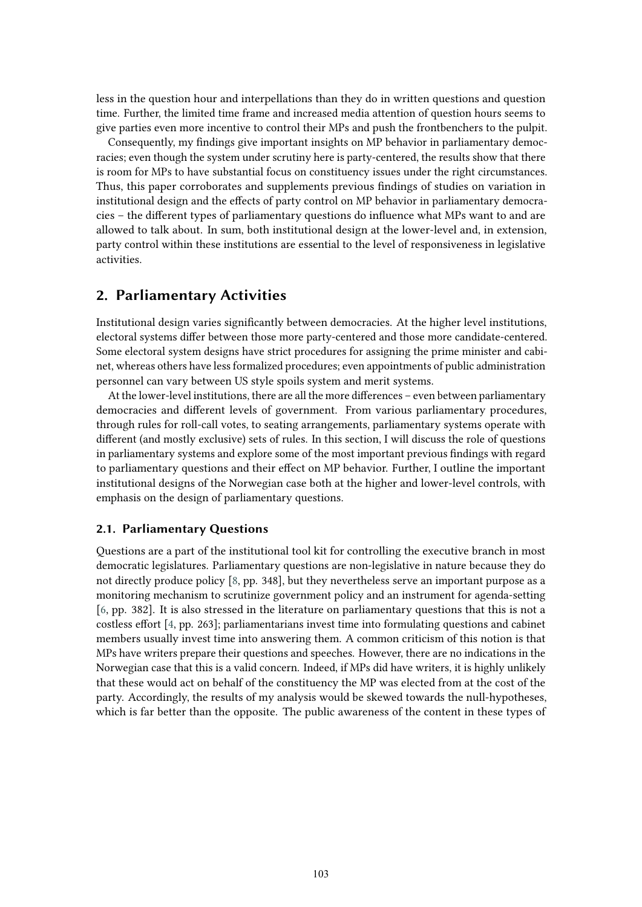less in the question hour and interpellations than they do in written questions and question time. Further, the limited time frame and increased media attention of question hours seems to give parties even more incentive to control their MPs and push the frontbenchers to the pulpit.

Consequently, my findings give important insights on MP behavior in parliamentary democracies; even though the system under scrutiny here is party-centered, the results show that there is room for MPs to have substantial focus on constituency issues under the right circumstances. Thus, this paper corroborates and supplements previous findings of studies on variation in institutional design and the effects of party control on MP behavior in parliamentary democracies – the different types of parliamentary questions do influence what MPs want to and are allowed to talk about. In sum, both institutional design at the lower-level and, in extension, party control within these institutions are essential to the level of responsiveness in legislative activities.

## 2. Parliamentary Activities

Institutional design varies significantly between democracies. At the higher level institutions, electoral systems differ between those more party-centered and those more candidate-centered. Some electoral system designs have strict procedures for assigning the prime minister and cabinet, whereas others have less formalized procedures; even appointments of public administration personnel can vary between US style spoils system and merit systems.

At the lower-level institutions, there are all the more differences – even between parliamentary democracies and different levels of government. From various parliamentary procedures, through rules for roll-call votes, to seating arrangements, parliamentary systems operate with different (and mostly exclusive) sets of rules. In this section, I will discuss the role of questions in parliamentary systems and explore some of the most important previous findings with regard to parliamentary questions and their effect on MP behavior. Further, I outline the important institutional designs of the Norwegian case both at the higher and lower-level controls, with emphasis on the design of parliamentary questions.

### 2.1. Parliamentary Questions

Questions are a part of the institutional tool kit for controlling the executive branch in most democratic legislatures. Parliamentary questions are non-legislative in nature because they do not directly produce policy [8, pp. 348], but they nevertheless serve an important purpose as a monitoring mechanism to scrutinize government policy and an instrument for agenda-setting [6, pp. 382]. It is also stressed in the literature on parliamentary questions that this is not a costless effort [4, pp. 263]; parliamentarians invest time into formulating questions and cabinet members usually invest time into answering them. A common criticism of this notion is that MPs have writers prepare their questions and speeches. However, there are no indications in the Norwegian case that this is a valid concern. Indeed, if MPs did have writers, it is highly unlikely that these would act on behalf of the constituency the MP was elected from at the cost of the party. Accordingly, the results of my analysis would be skewed towards the null-hypotheses, which is far better than the opposite. The public awareness of the content in these types of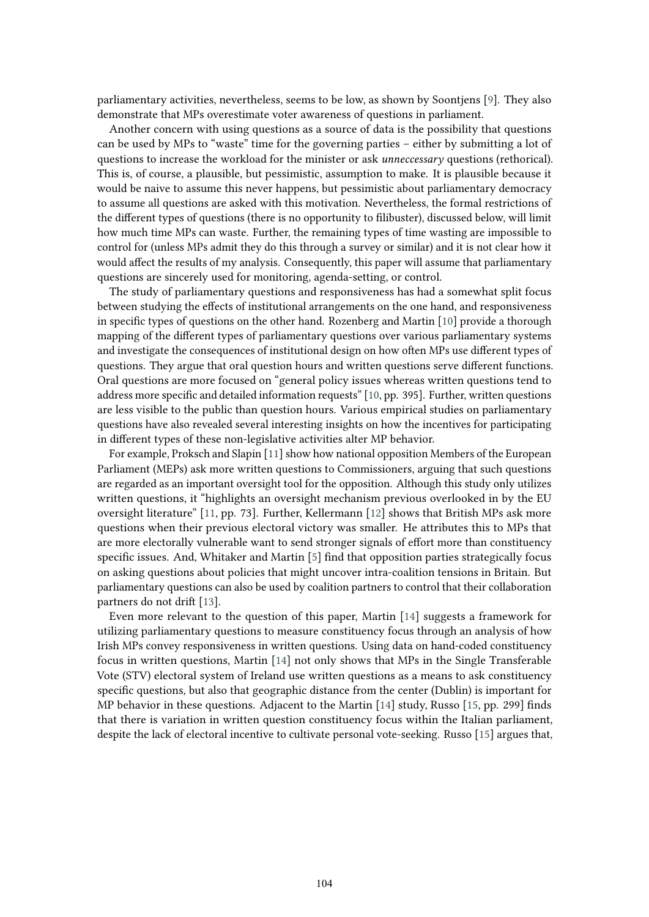parliamentary activities, nevertheless, seems to be low, as shown by Soontjens [9]. They also demonstrate that MPs overestimate voter awareness of questions in parliament.

Another concern with using questions as a source of data is the possibility that questions can be used by MPs to "waste" time for the governing parties – either by submitting a lot of questions to increase the workload for the minister or ask *unneccessary* questions (rethorical). This is, of course, a plausible, but pessimistic, assumption to make. It is plausible because it would be naive to assume this never happens, but pessimistic about parliamentary democracy to assume all questions are asked with this motivation. Nevertheless, the formal restrictions of the different types of questions (there is no opportunity to filibuster), discussed below, will limit how much time MPs can waste. Further, the remaining types of time wasting are impossible to control for (unless MPs admit they do this through a survey or similar) and it is not clear how it would affect the results of my analysis. Consequently, this paper will assume that parliamentary questions are sincerely used for monitoring, agenda-setting, or control.

The study of parliamentary questions and responsiveness has had a somewhat split focus between studying the effects of institutional arrangements on the one hand, and responsiveness in specific types of questions on the other hand. Rozenberg and Martin [10] provide a thorough mapping of the different types of parliamentary questions over various parliamentary systems and investigate the consequences of institutional design on how often MPs use different types of questions. They argue that oral question hours and written questions serve different functions. Oral questions are more focused on "general policy issues whereas written questions tend to address more specific and detailed information requests" [10, pp. 395]. Further, written questions are less visible to the public than question hours. Various empirical studies on parliamentary questions have also revealed several interesting insights on how the incentives for participating in different types of these non-legislative activities alter MP behavior.

For example, Proksch and Slapin [11] show how national opposition Members of the European Parliament (MEPs) ask more written questions to Commissioners, arguing that such questions are regarded as an important oversight tool for the opposition. Although this study only utilizes written questions, it "highlights an oversight mechanism previous overlooked in by the EU oversight literature" [11, pp. 73]. Further, Kellermann [12] shows that British MPs ask more questions when their previous electoral victory was smaller. He attributes this to MPs that are more electorally vulnerable want to send stronger signals of effort more than constituency specific issues. And, Whitaker and Martin [5] find that opposition parties strategically focus on asking questions about policies that might uncover intra-coalition tensions in Britain. But parliamentary questions can also be used by coalition partners to control that their collaboration partners do not drift [13].

Even more relevant to the question of this paper, Martin [14] suggests a framework for utilizing parliamentary questions to measure constituency focus through an analysis of how Irish MPs convey responsiveness in written questions. Using data on hand-coded constituency focus in written questions, Martin [14] not only shows that MPs in the Single Transferable Vote (STV) electoral system of Ireland use written questions as a means to ask constituency specific questions, but also that geographic distance from the center (Dublin) is important for MP behavior in these questions. Adjacent to the Martin [14] study, Russo [15, pp. 299] finds that there is variation in written question constituency focus within the Italian parliament, despite the lack of electoral incentive to cultivate personal vote-seeking. Russo [15] argues that,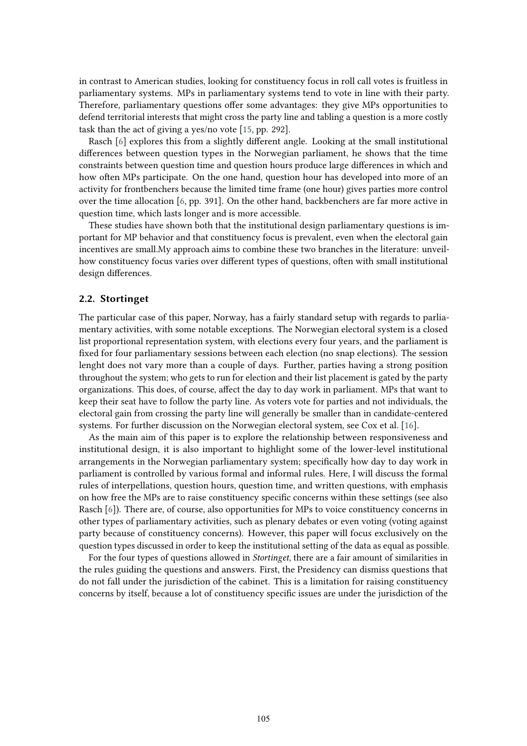in contrast to American studies, looking for constituency focus in roll call votes is fruitless in parliamentary systems. MPs in parliamentary systems tend to vote in line with their party. Therefore, parliamentary questions offer some advantages: they give MPs opportunities to defend territorial interests that might cross the party line and tabling a question is a more costly task than the act of giving a yes/no vote [15, pp. 292].

Rasch [6] explores this from a slightly different angle. Looking at the small institutional differences between question types in the Norwegian parliament, he shows that the time constraints between question time and question hours produce large differences in which and how often MPs participate. On the one hand, question hour has developed into more of an activity for frontbenchers because the limited time frame (one hour) gives parties more control over the time allocation [6, pp. 391]. On the other hand, backbenchers are far more active in question time, which lasts longer and is more accessible.

These studies have shown both that the institutional design parliamentary questions is important for MP behavior and that constituency focus is prevalent, even when the electoral gain incentives are small.My approach aims to combine these two branches in the literature: unveilhow constituency focus varies over different types of questions, often with small institutional design differences.

### 2.2. Stortinget

The particular case of this paper, Norway, has a fairly standard setup with regards to parliamentary activities, with some notable exceptions. The Norwegian electoral system is a closed list proportional representation system, with elections every four years, and the parliament is fixed for four parliamentary sessions between each election (no snap elections). The session lenght does not vary more than a couple of days. Further, parties having a strong position throughout the system; who gets to run for election and their list placement is gated by the party organizations. This does, of course, affect the day to day work in parliament. MPs that want to keep their seat have to follow the party line. As voters vote for parties and not individuals, the electoral gain from crossing the party line will generally be smaller than in candidate-centered systems. For further discussion on the Norwegian electoral system, see Cox et al. [16].

As the main aim of this paper is to explore the relationship between responsiveness and institutional design, it is also important to highlight some of the lower-level institutional arrangements in the Norwegian parliamentary system; specifically how day to day work in parliament is controlled by various formal and informal rules. Here, I will discuss the formal rules of interpellations, question hours, question time, and written questions, with emphasis on how free the MPs are to raise constituency specific concerns within these settings (see also Rasch [6]). There are, of course, also opportunities for MPs to voice constituency concerns in other types of parliamentary activities, such as plenary debates or even voting (voting against party because of constituency concerns). However, this paper will focus exclusively on the question types discussed in order to keep the institutional setting of the data as equal as possible.

For the four types of questions allowed in *Stortinget*, there are a fair amount of similarities in the rules guiding the questions and answers. First, the Presidency can dismiss questions that do not fall under the jurisdiction of the cabinet. This is a limitation for raising constituency concerns by itself, because a lot of constituency specific issues are under the jurisdiction of the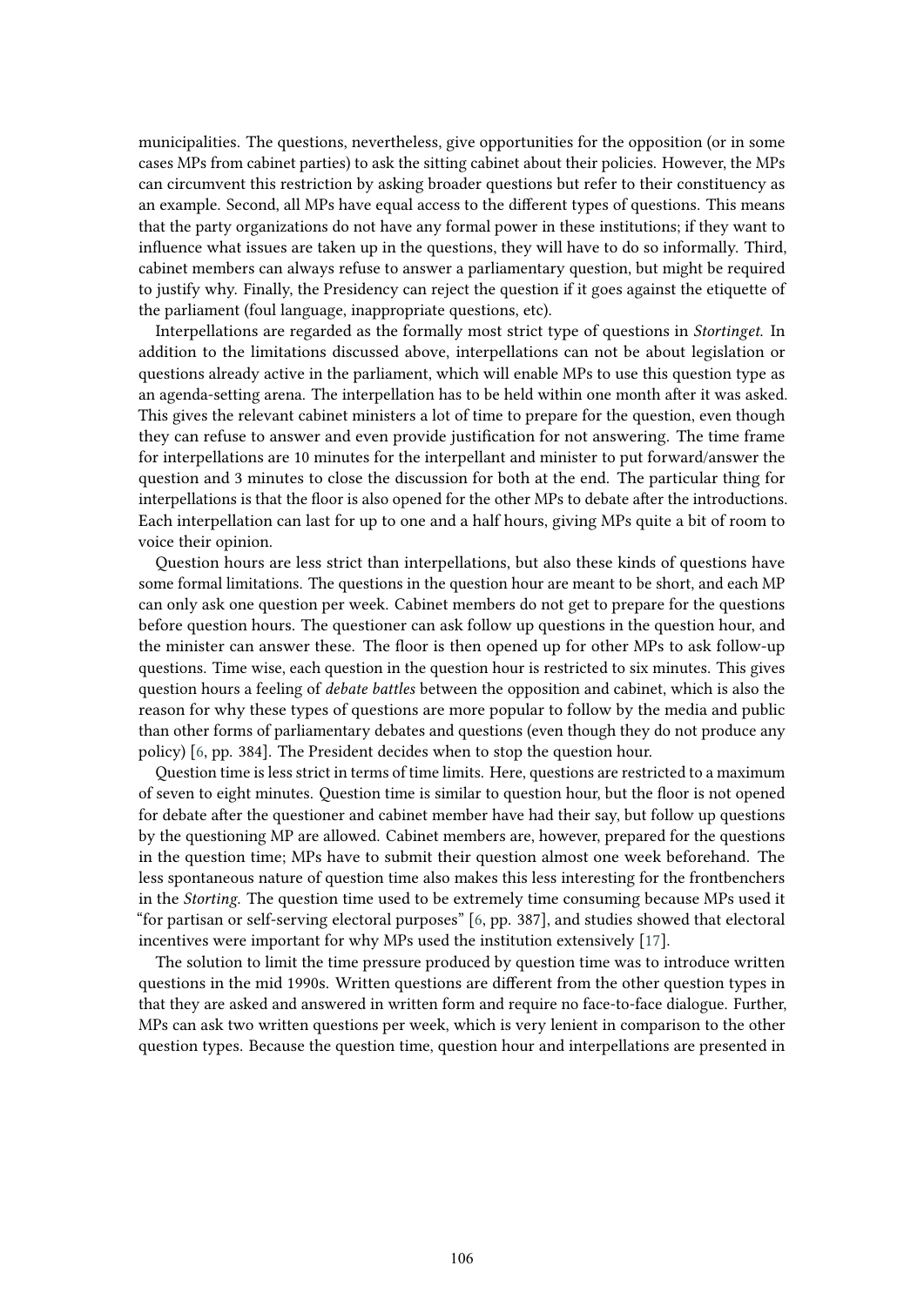municipalities. The questions, nevertheless, give opportunities for the opposition (or in some cases MPs from cabinet parties) to ask the sitting cabinet about their policies. However, the MPs can circumvent this restriction by asking broader questions but refer to their constituency as an example. Second, all MPs have equal access to the different types of questions. This means that the party organizations do not have any formal power in these institutions; if they want to influence what issues are taken up in the questions, they will have to do so informally. Third, cabinet members can always refuse to answer a parliamentary question, but might be required to justify why. Finally, the Presidency can reject the question if it goes against the etiquette of the parliament (foul language, inappropriate questions, etc).

Interpellations are regarded as the formally most strict type of questions in *Stortinget*. In addition to the limitations discussed above, interpellations can not be about legislation or questions already active in the parliament, which will enable MPs to use this question type as an agenda-setting arena. The interpellation has to be held within one month after it was asked. This gives the relevant cabinet ministers a lot of time to prepare for the question, even though they can refuse to answer and even provide justification for not answering. The time frame for interpellations are 10 minutes for the interpellant and minister to put forward/answer the question and 3 minutes to close the discussion for both at the end. The particular thing for interpellations is that the floor is also opened for the other MPs to debate after the introductions. Each interpellation can last for up to one and a half hours, giving MPs quite a bit of room to voice their opinion.

Question hours are less strict than interpellations, but also these kinds of questions have some formal limitations. The questions in the question hour are meant to be short, and each MP can only ask one question per week. Cabinet members do not get to prepare for the questions before question hours. The questioner can ask follow up questions in the question hour, and the minister can answer these. The floor is then opened up for other MPs to ask follow-up questions. Time wise, each question in the question hour is restricted to six minutes. This gives question hours a feeling of *debate battles* between the opposition and cabinet, which is also the reason for why these types of questions are more popular to follow by the media and public than other forms of parliamentary debates and questions (even though they do not produce any policy) [6, pp. 384]. The President decides when to stop the question hour.

Question time is less strict in terms of time limits. Here, questions are restricted to a maximum of seven to eight minutes. Question time is similar to question hour, but the floor is not opened for debate after the questioner and cabinet member have had their say, but follow up questions by the questioning MP are allowed. Cabinet members are, however, prepared for the questions in the question time; MPs have to submit their question almost one week beforehand. The less spontaneous nature of question time also makes this less interesting for the frontbenchers in the *Storting*. The question time used to be extremely time consuming because MPs used it "for partisan or self-serving electoral purposes" [6, pp. 387], and studies showed that electoral incentives were important for why MPs used the institution extensively [17].

The solution to limit the time pressure produced by question time was to introduce written questions in the mid 1990s. Written questions are different from the other question types in that they are asked and answered in written form and require no face-to-face dialogue. Further, MPs can ask two written questions per week, which is very lenient in comparison to the other question types. Because the question time, question hour and interpellations are presented in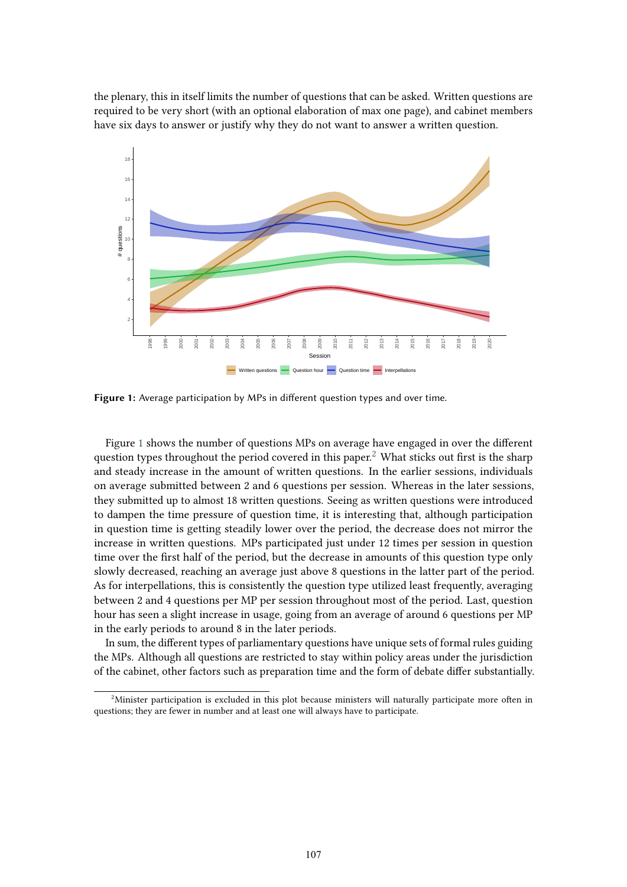the plenary, this in itself limits the number of questions that can be asked. Written questions are required to be very short (with an optional elaboration of max one page), and cabinet members have six days to answer or justify why they do not want to answer a written question.

**Figure 1:** Average participation by MPs in different question types and over time.

Figure 1 shows the number of questions MPs on average have engaged in over the different question types throughout the period covered in this paper.[2] What sticks out first is the sharp and steady increase in the amount of written questions. In the earlier sessions, individuals on average submitted between 2 and 6 questions per session. Whereas in the later sessions, they submitted up to almost 18 written questions. Seeing as written questions were introduced to dampen the time pressure of question time, it is interesting that, although participation in question time is getting steadily lower over the period, the decrease does not mirror the increase in written questions. MPs participated just under 12 times per session in question time over the first half of the period, but the decrease in amounts of this question type only slowly decreased, reaching an average just above 8 questions in the latter part of the period. As for interpellations, this is consistently the question type utilized least frequently, averaging between 2 and 4 questions per MP per session throughout most of the period. Last, question hour has seen a slight increase in usage, going from an average of around 6 questions per MP in the early periods to around 8 in the later periods.

In sum, the different types of parliamentary questions have unique sets of formal rules guiding the MPs. Although all questions are restricted to stay within policy areas under the jurisdiction of the cabinet, other factors such as preparation time and the form of debate differ substantially.

[2] Minister participation is excluded in this plot because ministers will naturally participate more often in questions; they are fewer in number and at least one will always have to participate.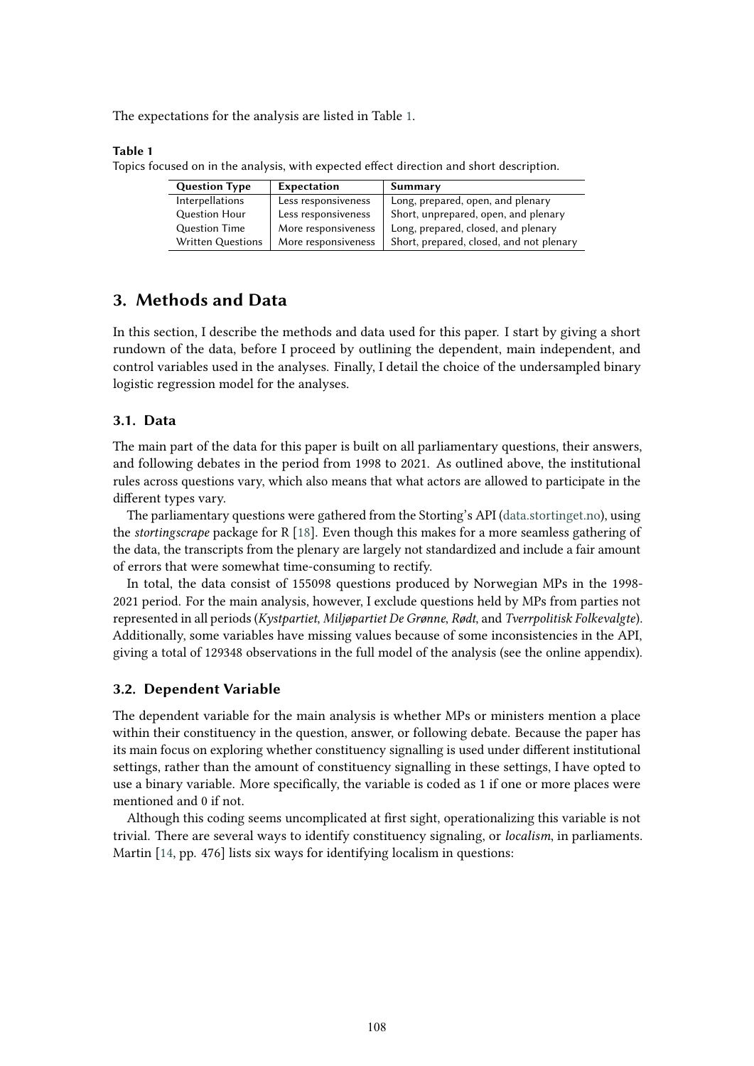The expectations for the analysis are listed in Table 1.

**Table 1**
Topics focused on in the analysis, with expected effect direction and short description.

| Question Type | Expectation | Summary |
|---|---|---|
| Interpellations | Less responsiveness | Long, prepared, open, and plenary |
| Question Hour | Less responsiveness | Short, unprepared, open, and plenary |
| Question Time | More responsiveness | Long, prepared, closed, and plenary |
| Written Questions | More responsiveness | Short, prepared, closed, and not plenary |

## 3. Methods and Data

In this section, I describe the methods and data used for this paper. I start by giving a short rundown of the data, before I proceed by outlining the dependent, main independent, and control variables used in the analyses. Finally, I detail the choice of the undersampled binary logistic regression model for the analyses.

### 3.1. Data

The main part of the data for this paper is built on all parliamentary questions, their answers, and following debates in the period from 1998 to 2021. As outlined above, the institutional rules across questions vary, which also means that what actors are allowed to participate in the different types vary.

The parliamentary questions were gathered from the Storting's API (data.stortinget.no), using the *stortingscrape* package for R [18]. Even though this makes for a more seamless gathering of the data, the transcripts from the plenary are largely not standardized and include a fair amount of errors that were somewhat time-consuming to rectify.

In total, the data consist of 155098 questions produced by Norwegian MPs in the 1998-2021 period. For the main analysis, however, I exclude questions held by MPs from parties not represented in all periods (*Kystpartiet, Miljøpartiet De Grønne, Rødt,* and *Tverrpolitisk Folkevalgte*). Additionally, some variables have missing values because of some inconsistencies in the API, giving a total of 129348 observations in the full model of the analysis (see the online appendix).

### 3.2. Dependent Variable

The dependent variable for the main analysis is whether MPs or ministers mention a place within their constituency in the question, answer, or following debate. Because the paper has its main focus on exploring whether constituency signalling is used under different institutional settings, rather than the amount of constituency signalling in these settings, I have opted to use a binary variable. More specifically, the variable is coded as 1 if one or more places were mentioned and 0 if not.

Although this coding seems uncomplicated at first sight, operationalizing this variable is not trivial. There are several ways to identify constituency signaling, or *localism*, in parliaments. Martin [14, pp. 476] lists six ways for identifying localism in questions: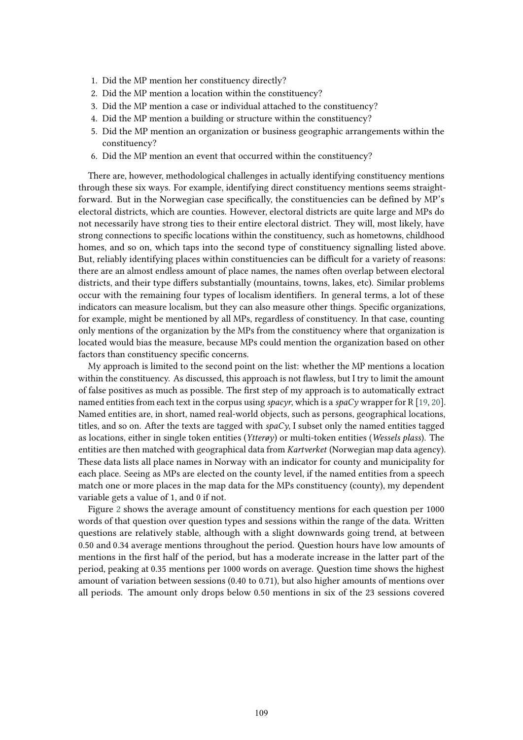1. Did the MP mention her constituency directly?
2. Did the MP mention a location within the constituency?
3. Did the MP mention a case or individual attached to the constituency?
4. Did the MP mention a building or structure within the constituency?
5. Did the MP mention an organization or business geographic arrangements within the constituency?
6. Did the MP mention an event that occurred within the constituency?

There are, however, methodological challenges in actually identifying constituency mentions through these six ways. For example, identifying direct constituency mentions seems straightforward. But in the Norwegian case specifically, the constituencies can be defined by MP's electoral districts, which are counties. However, electoral districts are quite large and MPs do not necessarily have strong ties to their entire electoral district. They will, most likely, have strong connections to specific locations within the constituency, such as hometowns, childhood homes, and so on, which taps into the second type of constituency signalling listed above. But, reliably identifying places within constituencies can be difficult for a variety of reasons: there are an almost endless amount of place names, the names often overlap between electoral districts, and their type differs substantially (mountains, towns, lakes, etc). Similar problems occur with the remaining four types of localism identifiers. In general terms, a lot of these indicators can measure localism, but they can also measure other things. Specific organizations, for example, might be mentioned by all MPs, regardless of constituency. In that case, counting only mentions of the organization by the MPs from the constituency where that organization is located would bias the measure, because MPs could mention the organization based on other factors than constituency specific concerns.

My approach is limited to the second point on the list: whether the MP mentions a location within the constituency. As discussed, this approach is not flawless, but I try to limit the amount of false positives as much as possible. The first step of my approach is to automatically extract named entities from each text in the corpus using *spacyr*, which is a *spaCy* wrapper for R [19, 20]. Named entities are, in short, named real-world objects, such as persons, geographical locations, titles, and so on. After the texts are tagged with *spaCy*, I subset only the named entities tagged as locations, either in single token entities (*Ytterøy*) or multi-token entities (*Wessels plass*). The entities are then matched with geographical data from *Kartverket* (Norwegian map data agency). These data lists all place names in Norway with an indicator for county and municipality for each place. Seeing as MPs are elected on the county level, if the named entities from a speech match one or more places in the map data for the MPs constituency (county), my dependent variable gets a value of 1, and 0 if not.

Figure 2 shows the average amount of constituency mentions for each question per 1000 words of that question over question types and sessions within the range of the data. Written questions are relatively stable, although with a slight downwards going trend, at between 0.50 and 0.34 average mentions throughout the period. Question hours have low amounts of mentions in the first half of the period, but has a moderate increase in the latter part of the period, peaking at 0.35 mentions per 1000 words on average. Question time shows the highest amount of variation between sessions (0.40 to 0.71), but also higher amounts of mentions over all periods. The amount only drops below 0.50 mentions in six of the 23 sessions covered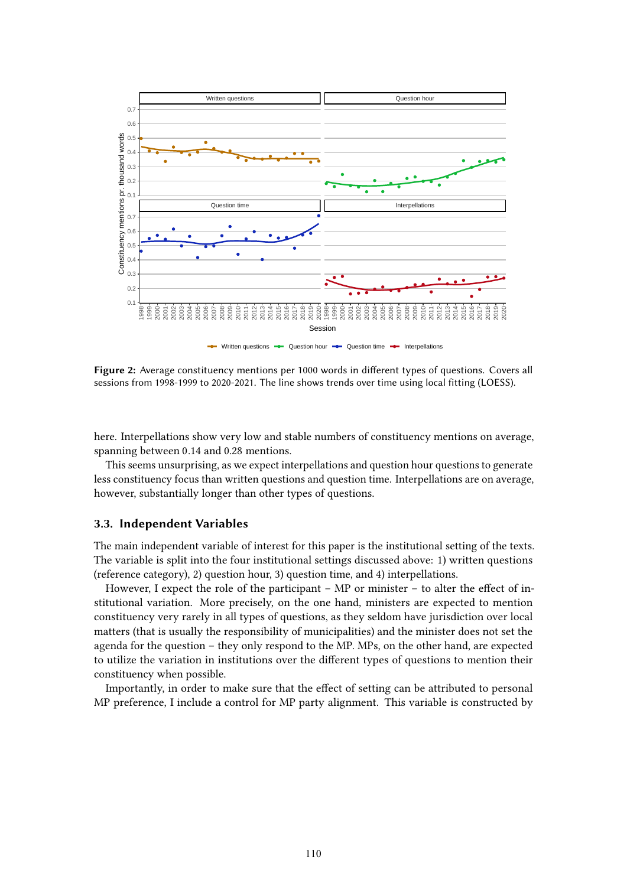**Figure 2:** Average constituency mentions per 1000 words in different types of questions. Covers all sessions from 1998-1999 to 2020-2021. The line shows trends over time using local fitting (LOESS).

here. Interpellations show very low and stable numbers of constituency mentions on average, spanning between 0.14 and 0.28 mentions.

This seems unsurprising, as we expect interpellations and question hour questions to generate less constituency focus than written questions and question time. Interpellations are on average, however, substantially longer than other types of questions.

### 3.3. Independent Variables

The main independent variable of interest for this paper is the institutional setting of the texts. The variable is split into the four institutional settings discussed above: 1) written questions (reference category), 2) question hour, 3) question time, and 4) interpellations.

However, I expect the role of the participant – MP or minister – to alter the effect of institutional variation. More precisely, on the one hand, ministers are expected to mention constituency very rarely in all types of questions, as they seldom have jurisdiction over local matters (that is usually the responsibility of municipalities) and the minister does not set the agenda for the question – they only respond to the MP. MPs, on the other hand, are expected to utilize the variation in institutions over the different types of questions to mention their constituency when possible.

Importantly, in order to make sure that the effect of setting can be attributed to personal MP preference, I include a control for MP party alignment. This variable is constructed by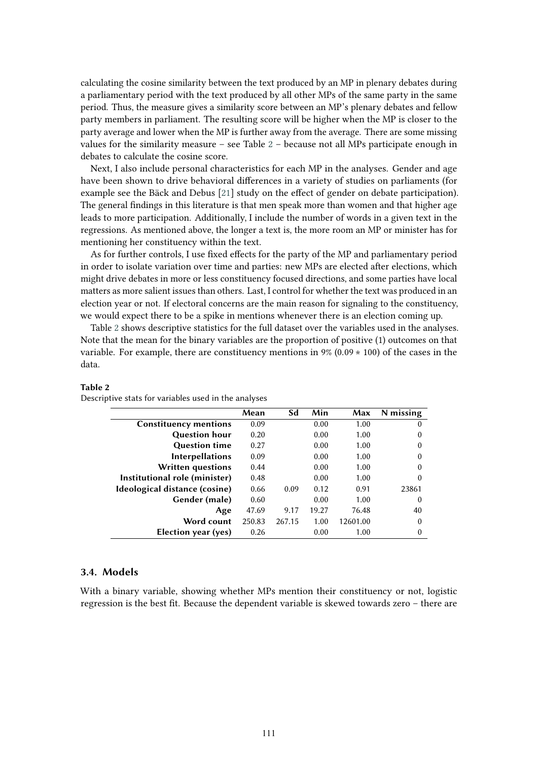calculating the cosine similarity between the text produced by an MP in plenary debates during a parliamentary period with the text produced by all other MPs of the same party in the same period. Thus, the measure gives a similarity score between an MP's plenary debates and fellow party members in parliament. The resulting score will be higher when the MP is closer to the party average and lower when the MP is further away from the average. There are some missing values for the similarity measure – see Table 2 – because not all MPs participate enough in debates to calculate the cosine score.

Next, I also include personal characteristics for each MP in the analyses. Gender and age have been shown to drive behavioral differences in a variety of studies on parliaments (for example see the Bäck and Debus [21] study on the effect of gender on debate participation). The general findings in this literature is that men speak more than women and that higher age leads to more participation. Additionally, I include the number of words in a given text in the regressions. As mentioned above, the longer a text is, the more room an MP or minister has for mentioning her constituency within the text.

As for further controls, I use fixed effects for the party of the MP and parliamentary period in order to isolate variation over time and parties: new MPs are elected after elections, which might drive debates in more or less constituency focused directions, and some parties have local matters as more salient issues than others. Last, I control for whether the text was produced in an election year or not. If electoral concerns are the main reason for signaling to the constituency, we would expect there to be a spike in mentions whenever there is an election coming up.

Table 2 shows descriptive statistics for the full dataset over the variables used in the analyses. Note that the mean for the binary variables are the proportion of positive (1) outcomes on that variable. For example, there are constituency mentions in 9% ($0.09 * 100$) of the cases in the data.

**Table 2**
Descriptive stats for variables used in the analyses

| | Mean | Sd | Min | Max | N missing |
|---|---|---|---|---|---|
| **Constituency mentions** | 0.09 | | 0.00 | 1.00 | 0 |
| **Question hour** | 0.20 | | 0.00 | 1.00 | 0 |
| **Question time** | 0.27 | | 0.00 | 1.00 | 0 |
| **Interpellations** | 0.09 | | 0.00 | 1.00 | 0 |
| **Written questions** | 0.44 | | 0.00 | 1.00 | 0 |
| **Institutional role (minister)** | 0.48 | | 0.00 | 1.00 | 0 |
| **Ideological distance (cosine)** | 0.66 | 0.09 | 0.12 | 0.91 | 23861 |
| **Gender (male)** | 0.60 | | 0.00 | 1.00 | 0 |
| **Age** | 47.69 | 9.17 | 19.27 | 76.48 | 40 |
| **Word count** | 250.83 | 267.15 | 1.00 | 12601.00 | 0 |
| **Election year (yes)** | 0.26 | | 0.00 | 1.00 | 0 |

### 3.4. Models

With a binary variable, showing whether MPs mention their constituency or not, logistic regression is the best fit. Because the dependent variable is skewed towards zero – there are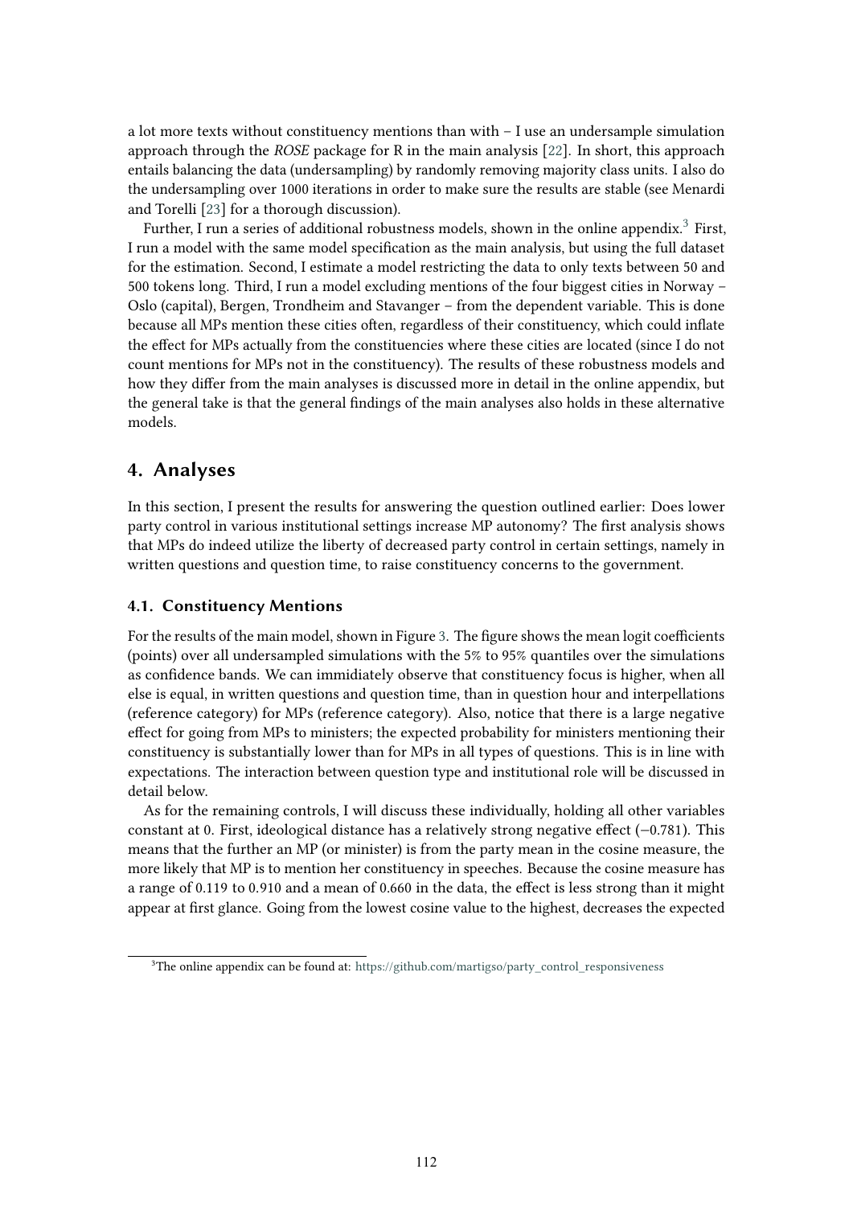a lot more texts without constituency mentions than with – I use an undersample simulation approach through the *ROSE* package for R in the main analysis [22]. In short, this approach entails balancing the data (undersampling) by randomly removing majority class units. I also do the undersampling over 1000 iterations in order to make sure the results are stable (see Menardi and Torelli [23] for a thorough discussion).

Further, I run a series of additional robustness models, shown in the online appendix.[3] First, I run a model with the same model specification as the main analysis, but using the full dataset for the estimation. Second, I estimate a model restricting the data to only texts between 50 and 500 tokens long. Third, I run a model excluding mentions of the four biggest cities in Norway – Oslo (capital), Bergen, Trondheim and Stavanger – from the dependent variable. This is done because all MPs mention these cities often, regardless of their constituency, which could inflate the effect for MPs actually from the constituencies where these cities are located (since I do not count mentions for MPs not in the constituency). The results of these robustness models and how they differ from the main analyses is discussed more in detail in the online appendix, but the general take is that the general findings of the main analyses also holds in these alternative models.

## 4. Analyses

In this section, I present the results for answering the question outlined earlier: Does lower party control in various institutional settings increase MP autonomy? The first analysis shows that MPs do indeed utilize the liberty of decreased party control in certain settings, namely in written questions and question time, to raise constituency concerns to the government.

### 4.1. Constituency Mentions

For the results of the main model, shown in Figure 3. The figure shows the mean logit coefficients (points) over all undersampled simulations with the 5% to 95% quantiles over the simulations as confidence bands. We can immidiately observe that constituency focus is higher, when all else is equal, in written questions and question time, than in question hour and interpellations (reference category) for MPs (reference category). Also, notice that there is a large negative effect for going from MPs to ministers; the expected probability for ministers mentioning their constituency is substantially lower than for MPs in all types of questions. This is in line with expectations. The interaction between question type and institutional role will be discussed in detail below.

As for the remaining controls, I will discuss these individually, holding all other variables constant at 0. First, ideological distance has a relatively strong negative effect (−0.781). This means that the further an MP (or minister) is from the party mean in the cosine measure, the more likely that MP is to mention her constituency in speeches. Because the cosine measure has a range of 0.119 to 0.910 and a mean of 0.660 in the data, the effect is less strong than it might appear at first glance. Going from the lowest cosine value to the highest, decreases the expected

[3] The online appendix can be found at: https://github.com/martigso/party_control_responsiveness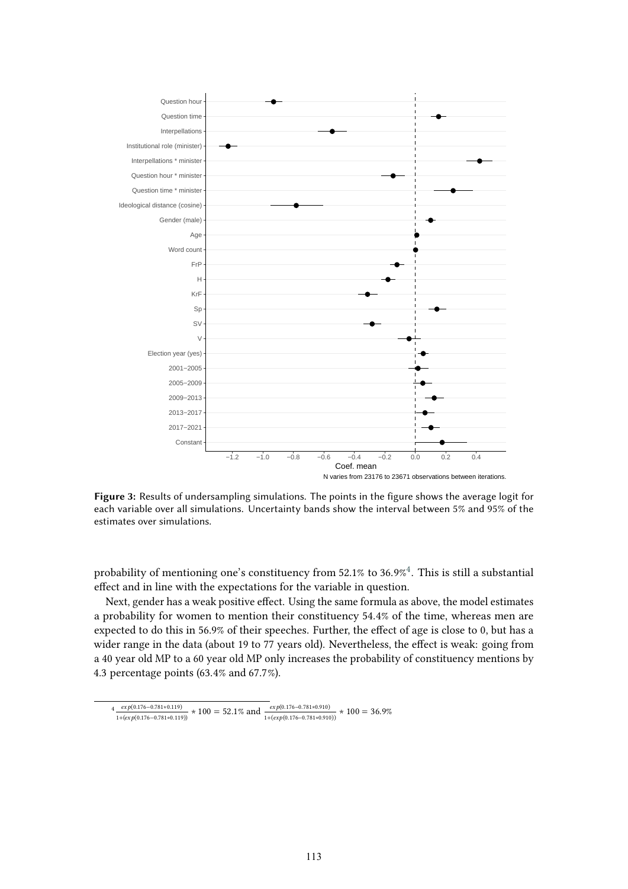Figure 3: Results of undersampling simulations. The points in the figure shows the average logit for each variable over all simulations. Uncertainty bands show the interval between 5% and 95% of the estimates over simulations.

probability of mentioning one's constituency from 52.1% to 36.9%[4]. This is still a substantial effect and in line with the expectations for the variable in question.

Next, gender has a weak positive effect. Using the same formula as above, the model estimates a probability for women to mention their constituency 54.4% of the time, whereas men are expected to do this in 56.9% of their speeches. Further, the effect of age is close to 0, but has a wider range in the data (about 19 to 77 years old). Nevertheless, the effect is weak: going from a 40 year old MP to a 60 year old MP only increases the probability of constituency mentions by 4.3 percentage points (63.4% and 67.7%).

[4] $\frac{exp(0.176-0.781*0.119)}{1+(exp(0.176-0.781*0.119))} * 100 = 52.1\%$ and $\frac{exp(0.176-0.781*0.910)}{1+(exp(0.176-0.781*0.910))} * 100 = 36.9\%$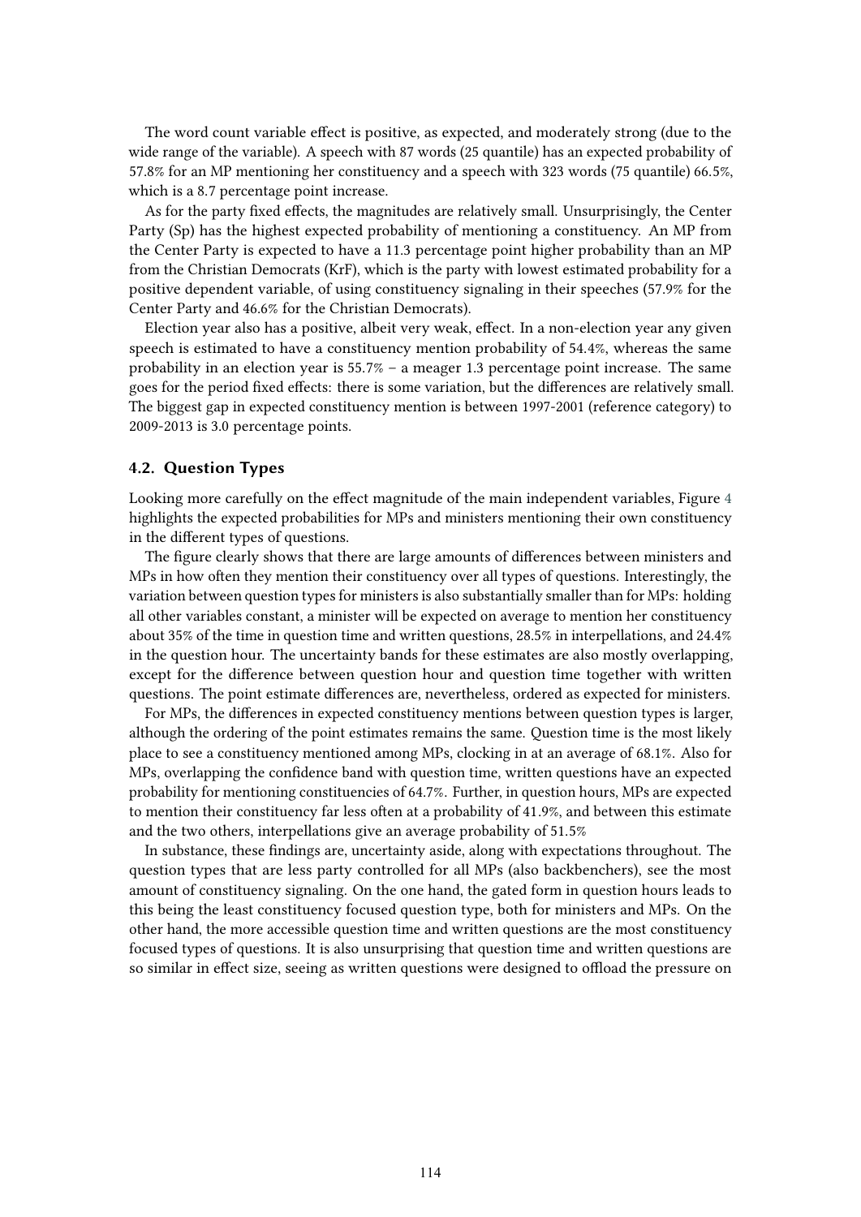The word count variable effect is positive, as expected, and moderately strong (due to the wide range of the variable). A speech with 87 words (25 quantile) has an expected probability of 57.8% for an MP mentioning her constituency and a speech with 323 words (75 quantile) 66.5%, which is a 8.7 percentage point increase.

As for the party fixed effects, the magnitudes are relatively small. Unsurprisingly, the Center Party (Sp) has the highest expected probability of mentioning a constituency. An MP from the Center Party is expected to have a 11.3 percentage point higher probability than an MP from the Christian Democrats (KrF), which is the party with lowest estimated probability for a positive dependent variable, of using constituency signaling in their speeches (57.9% for the Center Party and 46.6% for the Christian Democrats).

Election year also has a positive, albeit very weak, effect. In a non-election year any given speech is estimated to have a constituency mention probability of 54.4%, whereas the same probability in an election year is 55.7% – a meager 1.3 percentage point increase. The same goes for the period fixed effects: there is some variation, but the differences are relatively small. The biggest gap in expected constituency mention is between 1997-2001 (reference category) to 2009-2013 is 3.0 percentage points.

### 4.2. Question Types

Looking more carefully on the effect magnitude of the main independent variables, Figure 4 highlights the expected probabilities for MPs and ministers mentioning their own constituency in the different types of questions.

The figure clearly shows that there are large amounts of differences between ministers and MPs in how often they mention their constituency over all types of questions. Interestingly, the variation between question types for ministers is also substantially smaller than for MPs: holding all other variables constant, a minister will be expected on average to mention her constituency about 35% of the time in question time and written questions, 28.5% in interpellations, and 24.4% in the question hour. The uncertainty bands for these estimates are also mostly overlapping, except for the difference between question hour and question time together with written questions. The point estimate differences are, nevertheless, ordered as expected for ministers.

For MPs, the differences in expected constituency mentions between question types is larger, although the ordering of the point estimates remains the same. Question time is the most likely place to see a constituency mentioned among MPs, clocking in at an average of 68.1%. Also for MPs, overlapping the confidence band with question time, written questions have an expected probability for mentioning constituencies of 64.7%. Further, in question hours, MPs are expected to mention their constituency far less often at a probability of 41.9%, and between this estimate and the two others, interpellations give an average probability of 51.5%

In substance, these findings are, uncertainty aside, along with expectations throughout. The question types that are less party controlled for all MPs (also backbenchers), see the most amount of constituency signaling. On the one hand, the gated form in question hours leads to this being the least constituency focused question type, both for ministers and MPs. On the other hand, the more accessible question time and written questions are the most constituency focused types of questions. It is also unsurprising that question time and written questions are so similar in effect size, seeing as written questions were designed to offload the pressure on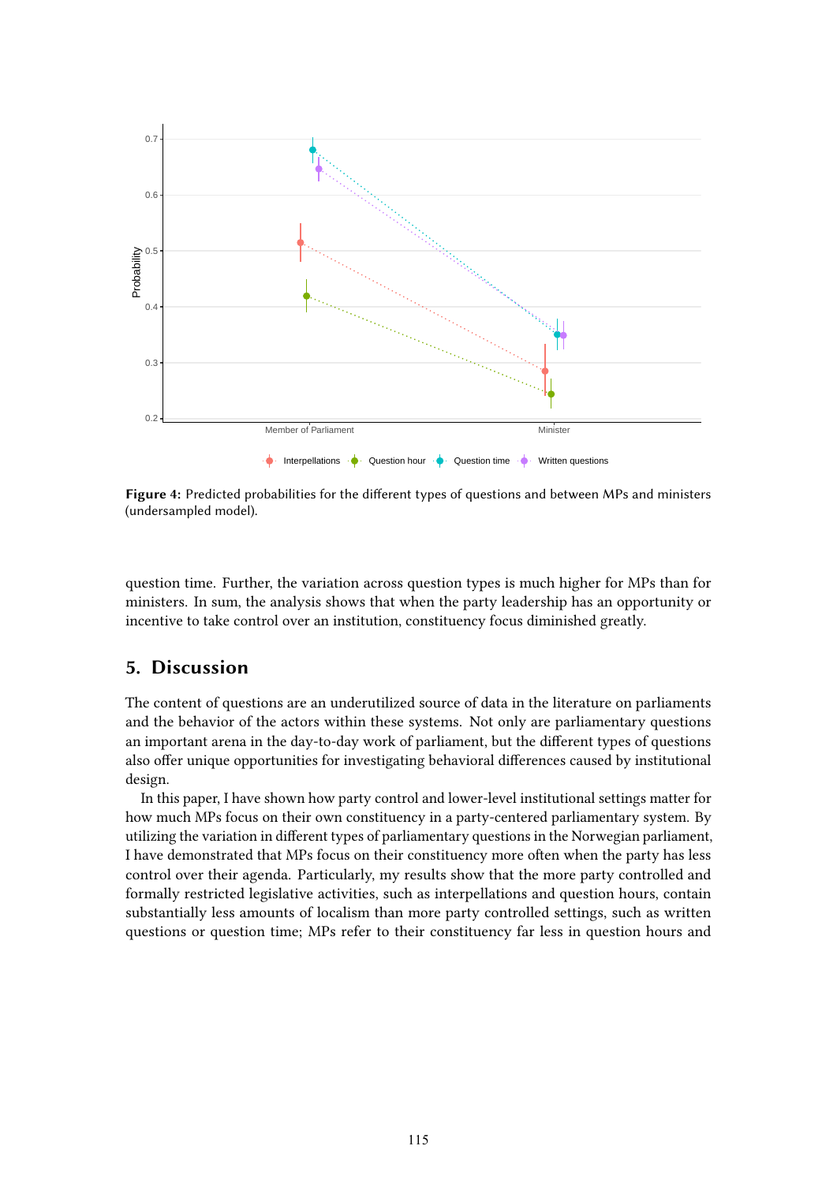**Figure 4:** Predicted probabilities for the different types of questions and between MPs and ministers (undersampled model).

question time. Further, the variation across question types is much higher for MPs than for ministers. In sum, the analysis shows that when the party leadership has an opportunity or incentive to take control over an institution, constituency focus diminished greatly.

## 5. Discussion

The content of questions are an underutilized source of data in the literature on parliaments and the behavior of the actors within these systems. Not only are parliamentary questions an important arena in the day-to-day work of parliament, but the different types of questions also offer unique opportunities for investigating behavioral differences caused by institutional design.

In this paper, I have shown how party control and lower-level institutional settings matter for how much MPs focus on their own constituency in a party-centered parliamentary system. By utilizing the variation in different types of parliamentary questions in the Norwegian parliament, I have demonstrated that MPs focus on their constituency more often when the party has less control over their agenda. Particularly, my results show that the more party controlled and formally restricted legislative activities, such as interpellations and question hours, contain substantially less amounts of localism than more party controlled settings, such as written questions or question time; MPs refer to their constituency far less in question hours and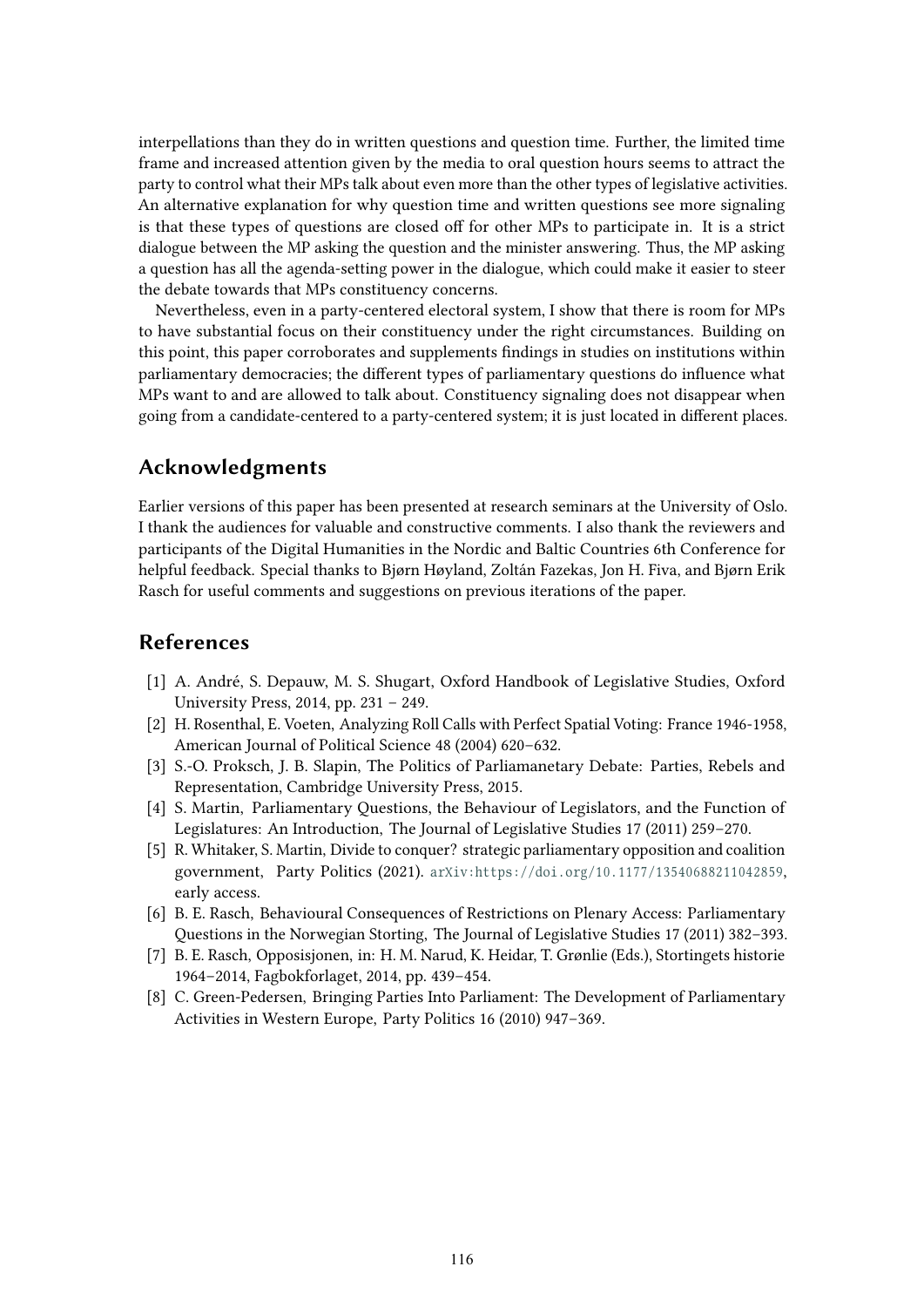interpellations than they do in written questions and question time. Further, the limited time frame and increased attention given by the media to oral question hours seems to attract the party to control what their MPs talk about even more than the other types of legislative activities. An alternative explanation for why question time and written questions see more signaling is that these types of questions are closed off for other MPs to participate in. It is a strict dialogue between the MP asking the question and the minister answering. Thus, the MP asking a question has all the agenda-setting power in the dialogue, which could make it easier to steer the debate towards that MPs constituency concerns.

Nevertheless, even in a party-centered electoral system, I show that there is room for MPs to have substantial focus on their constituency under the right circumstances. Building on this point, this paper corroborates and supplements findings in studies on institutions within parliamentary democracies; the different types of parliamentary questions do influence what MPs want to and are allowed to talk about. Constituency signaling does not disappear when going from a candidate-centered to a party-centered system; it is just located in different places.

## Acknowledgments

Earlier versions of this paper has been presented at research seminars at the University of Oslo. I thank the audiences for valuable and constructive comments. I also thank the reviewers and participants of the Digital Humanities in the Nordic and Baltic Countries 6th Conference for helpful feedback. Special thanks to Bjørn Høyland, Zoltán Fazekas, Jon H. Fiva, and Bjørn Erik Rasch for useful comments and suggestions on previous iterations of the paper.

## References

[1] A. André, S. Depauw, M. S. Shugart, Oxford Handbook of Legislative Studies, Oxford University Press, 2014, pp. 231 – 249.

[2] H. Rosenthal, E. Voeten, Analyzing Roll Calls with Perfect Spatial Voting: France 1946-1958, American Journal of Political Science 48 (2004) 620–632.

[3] S.-O. Proksch, J. B. Slapin, The Politics of Parliamanetary Debate: Parties, Rebels and Representation, Cambridge University Press, 2015.

[4] S. Martin, Parliamentary Questions, the Behaviour of Legislators, and the Function of Legislatures: An Introduction, The Journal of Legislative Studies 17 (2011) 259–270.

[5] R. Whitaker, S. Martin, Divide to conquer? strategic parliamentary opposition and coalition government, Party Politics (2021). arXiv:https://doi.org/10.1177/13540688211042859, early access.

[6] B. E. Rasch, Behavioural Consequences of Restrictions on Plenary Access: Parliamentary Questions in the Norwegian Storting, The Journal of Legislative Studies 17 (2011) 382–393.

[7] B. E. Rasch, Opposisjonen, in: H. M. Narud, K. Heidar, T. Grønlie (Eds.), Stortingets historie 1964–2014, Fagbokforlaget, 2014, pp. 439–454.

[8] C. Green-Pedersen, Bringing Parties Into Parliament: The Development of Parliamentary Activities in Western Europe, Party Politics 16 (2010) 947–369.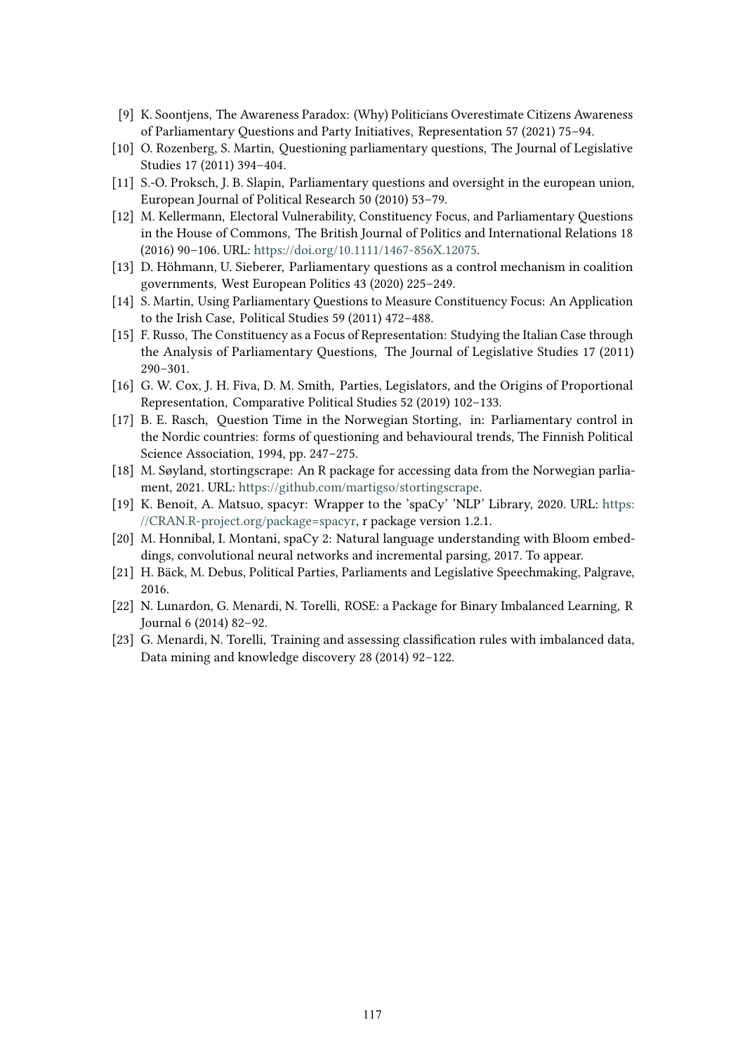[9] K. Soontjens, The Awareness Paradox: (Why) Politicians Overestimate Citizens Awareness of Parliamentary Questions and Party Initiatives, Representation 57 (2021) 75–94.

[10] O. Rozenberg, S. Martin, Questioning parliamentary questions, The Journal of Legislative Studies 17 (2011) 394–404.

[11] S.-O. Proksch, J. B. Slapin, Parliamentary questions and oversight in the european union, European Journal of Political Research 50 (2010) 53–79.

[12] M. Kellermann, Electoral Vulnerability, Constituency Focus, and Parliamentary Questions in the House of Commons, The British Journal of Politics and International Relations 18 (2016) 90–106. URL: https://doi.org/10.1111/1467-856X.12075.

[13] D. Höhmann, U. Sieberer, Parliamentary questions as a control mechanism in coalition governments, West European Politics 43 (2020) 225–249.

[14] S. Martin, Using Parliamentary Questions to Measure Constituency Focus: An Application to the Irish Case, Political Studies 59 (2011) 472–488.

[15] F. Russo, The Constituency as a Focus of Representation: Studying the Italian Case through the Analysis of Parliamentary Questions, The Journal of Legislative Studies 17 (2011) 290–301.

[16] G. W. Cox, J. H. Fiva, D. M. Smith, Parties, Legislators, and the Origins of Proportional Representation, Comparative Political Studies 52 (2019) 102–133.

[17] B. E. Rasch, Question Time in the Norwegian Storting, in: Parliamentary control in the Nordic countries: forms of questioning and behavioural trends, The Finnish Political Science Association, 1994, pp. 247–275.

[18] M. Søyland, stortingscrape: An R package for accessing data from the Norwegian parliament, 2021. URL: https://github.com/martigso/stortingscrape.

[19] K. Benoit, A. Matsuo, spacyr: Wrapper to the 'spaCy' 'NLP' Library, 2020. URL: https://CRAN.R-project.org/package=spacyr, r package version 1.2.1.

[20] M. Honnibal, I. Montani, spaCy 2: Natural language understanding with Bloom embeddings, convolutional neural networks and incremental parsing, 2017. To appear.

[21] H. Bäck, M. Debus, Political Parties, Parliaments and Legislative Speechmaking, Palgrave, 2016.

[22] N. Lunardon, G. Menardi, N. Torelli, ROSE: a Package for Binary Imbalanced Learning, R Journal 6 (2014) 82–92.

[23] G. Menardi, N. Torelli, Training and assessing classification rules with imbalanced data, Data mining and knowledge discovery 28 (2014) 92–122.